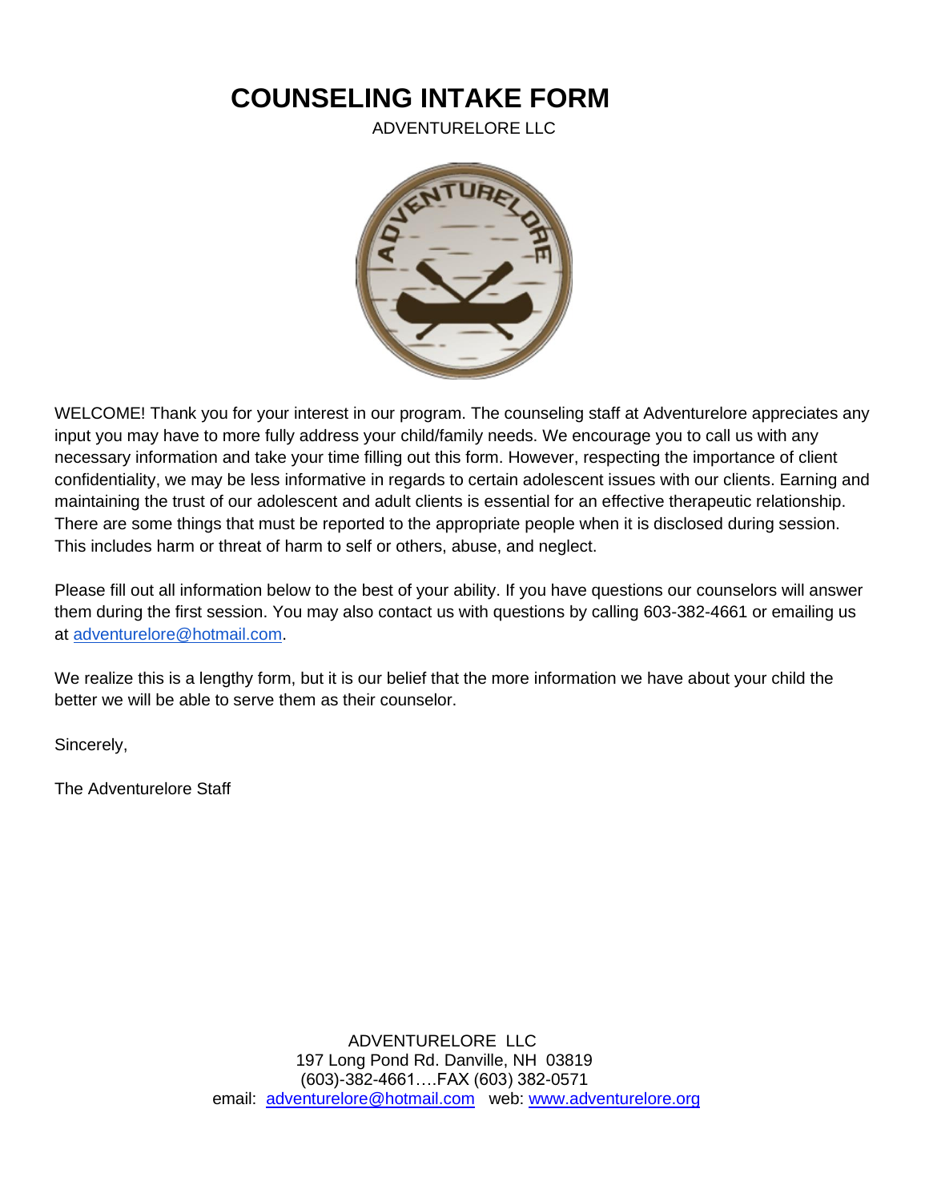# COUNSELING INTAKE FORM

ADVENTURELORE LLC

WELCOME! Thank you for your interest in our program. The counseling staff at Adventurelore appreciates any input you may have to more fully address your child/family needs. We encourage you to call us with any necessary information and take your time filling out this form. However, respecting the importance of client confidentiality, we may be less informative in regards to certain adolescent issues with our clients. Earning and maintaining the trust of our adolescent and adult clients is essential for an effective therapeutic relationship. There are some things that must be reported to the appropriate people when it is disclosed during session. This includes harm or threat of harm to self or others, abuse, and neglect.

Please fill out all information below to the best of your ability. If you have questions our counselors will answer them during the first session. You may also contact us with questions by calling 603-382-4661 or emailing us at adventurelore@hotmail.com.

We realize this is a lengthy form, but it is our belief that the more information we have about your child the better we will be able to serve them as their counselor.

Sincerely,

The Adventurelore Staff

ADVENTURELORE LLC
197 Long Pond Rd. Danville, NH 03819
(603)-382-4661….FAX (603) 382-0571
email: adventurelore@hotmail.com web: www.adventurelore.org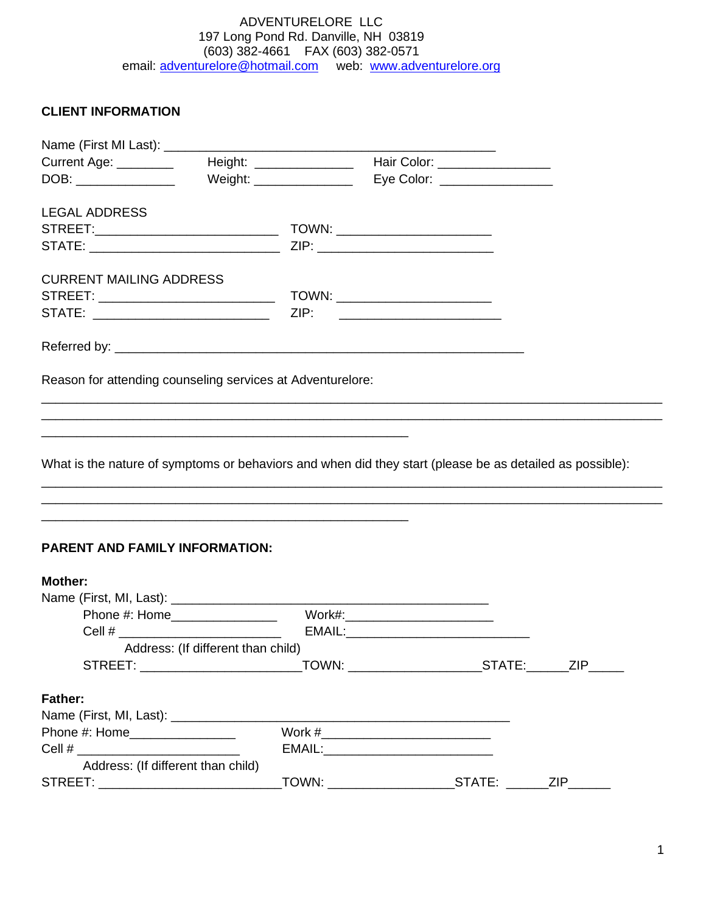ADVENTURELORE LLC
197 Long Pond Rd. Danville, NH 03819
(603) 382-4661 FAX (603) 382-0571
email: adventurelore@hotmail.com web: www.adventurelore.org

## CLIENT INFORMATION

Name (First MI Last): ______________________________________________

Current Age: ________ Height: ______________ Hair Color: ________________

DOB: ______________ Weight: ______________ Eye Color: ________________

LEGAL ADDRESS

STREET:__________________________ TOWN: ______________________

STATE: __________________________ ZIP: _________________________

CURRENT MAILING ADDRESS

STREET: _________________________ TOWN: ______________________

STATE: _________________________ ZIP: _______________________

Referred by: ___________________________________________________________

Reason for attending counseling services at Adventurelore:

_______________________________________________________________________________________

_______________________________________________________________________________________

____________________________________________________

What is the nature of symptoms or behaviors and when did they start (please be as detailed as possible):

_______________________________________________________________________________________

_______________________________________________________________________________________

____________________________________________________

## PARENT AND FAMILY INFORMATION:

**Mother:**

Name (First, MI, Last): _____________________________________________

Phone #: Home_______________ Work#:_____________________

Cell # _______________________ EMAIL:__________________________

Address: (If different than child)

STREET: ______________________TOWN: __________________STATE:______ZIP_____

**Father:**

Name (First, MI, Last): ________________________________________________

Phone #: Home_______________ Work #________________________

Cell # _______________________ EMAIL:_______________________

Address: (If different than child)

STREET: _________________________TOWN: _________________STATE: ______ZIP______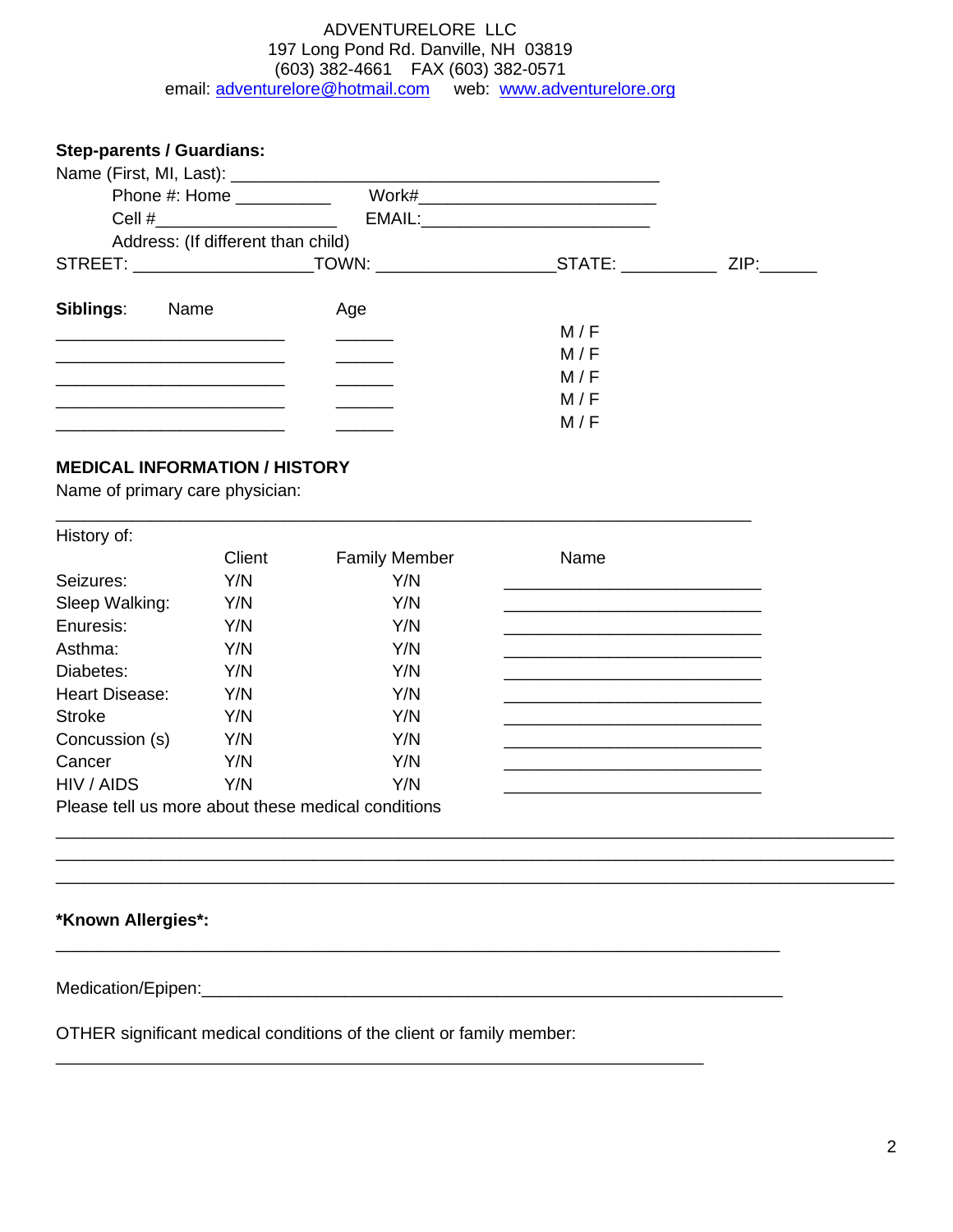ADVENTURELORE LLC
197 Long Pond Rd. Danville, NH 03819
(603) 382-4661 FAX (603) 382-0571
email: adventurelore@hotmail.com web: www.adventurelore.org

**Step-parents / Guardians:**

Name (First, MI, Last): ___________________________________________

Phone #: Home __________ Work#________________________

Cell #___________________ EMAIL:_______________________

Address: (If different than child)

STREET: ___________________TOWN: __________________STATE: __________ ZIP:______

**Siblings**:

| Name | Age | |
|---|---|---|
| _______________________ | ______ | M / F |
| _______________________ | ______ | M / F |
| _______________________ | ______ | M / F |
| _______________________ | ______ | M / F |
| _______________________ | ______ | M / F |

**MEDICAL INFORMATION / HISTORY**

Name of primary care physician:

_______________________________________________________________________

History of:

| | Client | Family Member | Name |
|---|---|---|---|
| Seizures: | Y/N | Y/N | __________________________ |
| Sleep Walking: | Y/N | Y/N | __________________________ |
| Enuresis: | Y/N | Y/N | __________________________ |
| Asthma: | Y/N | Y/N | __________________________ |
| Diabetes: | Y/N | Y/N | __________________________ |
| Heart Disease: | Y/N | Y/N | __________________________ |
| Stroke | Y/N | Y/N | __________________________ |
| Concussion (s) | Y/N | Y/N | __________________________ |
| Cancer | Y/N | Y/N | __________________________ |
| HIV / AIDS | Y/N | Y/N | __________________________ |

Please tell us more about these medical conditions

_____________________________________________________________________________________

_____________________________________________________________________________________

_____________________________________________________________________________________

***Known Allergies*:**

_________________________________________________________________________

Medication/Epipen:___________________________________________________________

OTHER significant medical conditions of the client or family member:

__________________________________________________________________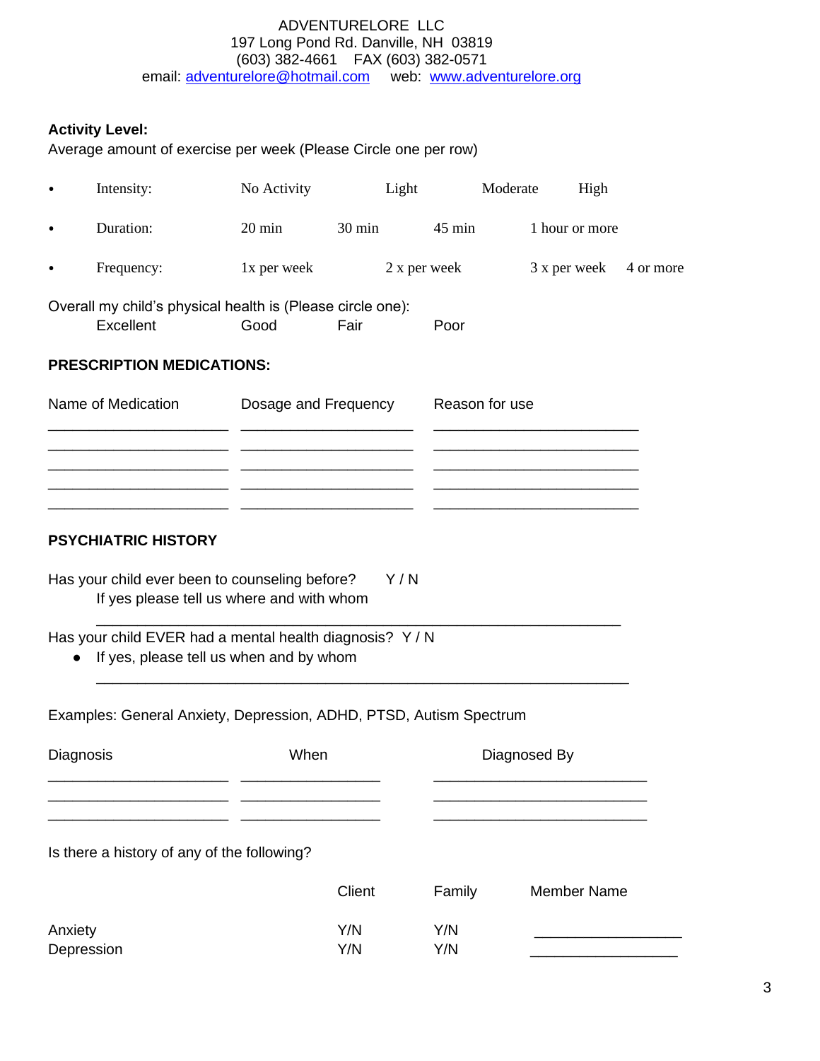ADVENTURELORE LLC
197 Long Pond Rd. Danville, NH 03819
(603) 382-4661 FAX (603) 382-0571
email: adventurelore@hotmail.com web: www.adventurelore.org

**Activity Level:**
Average amount of exercise per week (Please Circle one per row)

- Intensity: No Activity Light Moderate High
- Duration: 20 min 30 min 45 min 1 hour or more
- Frequency: 1x per week 2 x per week 3 x per week 4 or more

Overall my child's physical health is (Please circle one):
Excellent Good Fair Poor

**PRESCRIPTION MEDICATIONS:**

| Name of Medication | Dosage and Frequency | Reason for use |
|---|---|---|
| ____________________ | ____________________ | ______________________ |
| ____________________ | ____________________ | ______________________ |
| ____________________ | ____________________ | ______________________ |
| ____________________ | ____________________ | ______________________ |
| ____________________ | ____________________ | ______________________ |

**PSYCHIATRIC HISTORY**

Has your child ever been to counseling before? Y / N
If yes please tell us where and with whom
___________________________________________________________

Has your child EVER had a mental health diagnosis? Y / N
- If yes, please tell us when and by whom
___________________________________________________________

Examples: General Anxiety, Depression, ADHD, PTSD, Autism Spectrum

| Diagnosis | When | Diagnosed By |
|---|---|---|
| ____________________ | ________________ | ________________________ |
| ____________________ | ________________ | ________________________ |
| ____________________ | ________________ | ________________________ |

Is there a history of any of the following?

| | Client | Family | Member Name |
|---|---|---|---|
| Anxiety | Y/N | Y/N | ________________ |
| Depression | Y/N | Y/N | ________________ |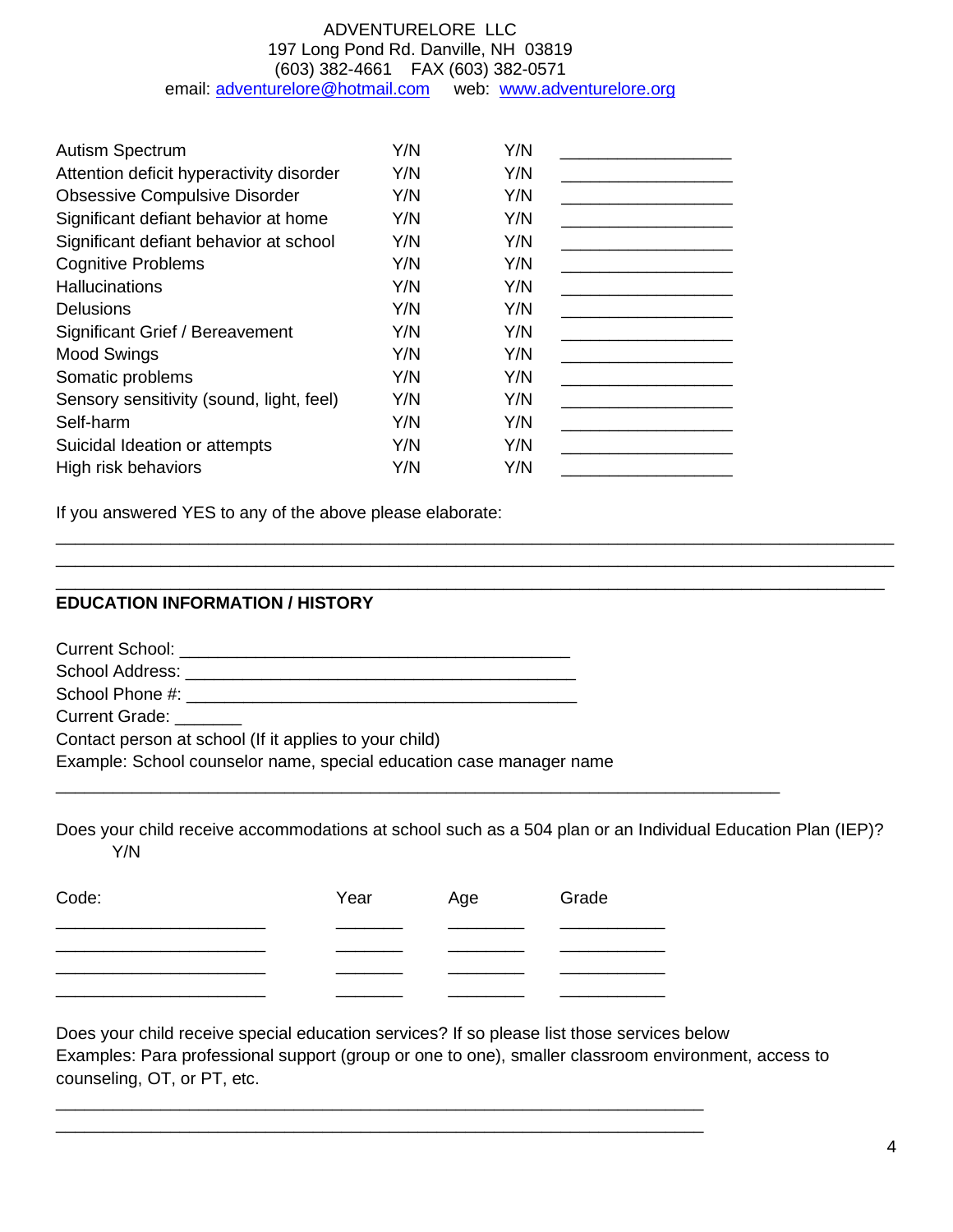ADVENTURELORE LLC
197 Long Pond Rd. Danville, NH 03819
(603) 382-4661 FAX (603) 382-0571
email: adventurelore@hotmail.com web: www.adventurelore.org

| | | | |
|---|---|---|---|
| Autism Spectrum | Y/N | Y/N | __________________ |
| Attention deficit hyperactivity disorder | Y/N | Y/N | __________________ |
| Obsessive Compulsive Disorder | Y/N | Y/N | __________________ |
| Significant defiant behavior at home | Y/N | Y/N | __________________ |
| Significant defiant behavior at school | Y/N | Y/N | __________________ |
| Cognitive Problems | Y/N | Y/N | __________________ |
| Hallucinations | Y/N | Y/N | __________________ |
| Delusions | Y/N | Y/N | __________________ |
| Significant Grief / Bereavement | Y/N | Y/N | __________________ |
| Mood Swings | Y/N | Y/N | __________________ |
| Somatic problems | Y/N | Y/N | __________________ |
| Sensory sensitivity (sound, light, feel) | Y/N | Y/N | __________________ |
| Self-harm | Y/N | Y/N | __________________ |
| Suicidal Ideation or attempts | Y/N | Y/N | __________________ |
| High risk behaviors | Y/N | Y/N | __________________ |

If you answered YES to any of the above please elaborate:

________________________________________________________________________________
________________________________________________________________________________
________________________________________________________________________________

**EDUCATION INFORMATION / HISTORY**

Current School: ________________________________________
School Address: ________________________________________
School Phone #: ________________________________________
Current Grade: _______
Contact person at school (If it applies to your child)
Example: School counselor name, special education case manager name

____________________________________________________________________________

Does your child receive accommodations at school such as a 504 plan or an Individual Education Plan (IEP)? Y/N

| Code: | Year | Age | Grade |
|---|---|---|---|
| ______________________ | _______ | ________ | ___________ |
| ______________________ | _______ | ________ | ___________ |
| ______________________ | _______ | ________ | ___________ |
| ______________________ | _______ | ________ | ___________ |

Does your child receive special education services? If so please list those services below
Examples: Para professional support (group or one to one), smaller classroom environment, access to counseling, OT, or PT, etc.

____________________________________________________________________
____________________________________________________________________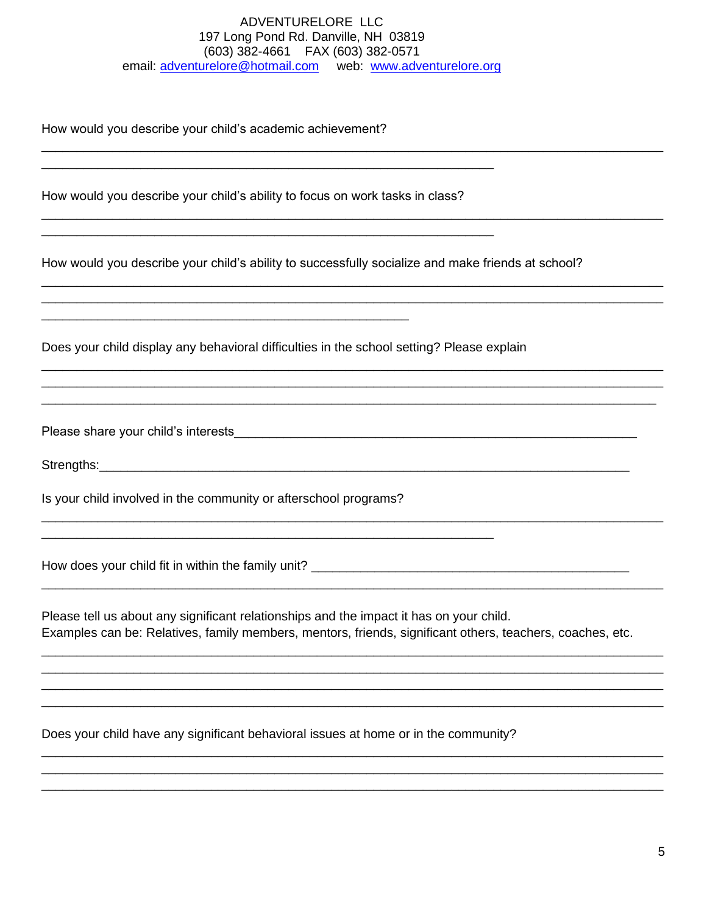ADVENTURELORE LLC
197 Long Pond Rd. Danville, NH 03819
(603) 382-4661 FAX (603) 382-0571
email: adventurelore@hotmail.com web: www.adventurelore.org

How would you describe your child's academic achievement?

______________________________________________________________________________

________________________________________________________

How would you describe your child's ability to focus on work tasks in class?

______________________________________________________________________________

________________________________________________________

How would you describe your child's ability to successfully socialize and make friends at school?

______________________________________________________________________________

______________________________________________________________________________

_____________________________________________

Does your child display any behavioral difficulties in the school setting? Please explain

______________________________________________________________________________

______________________________________________________________________________

______________________________________________________________________________

Please share your child's interests__________________________________________________

Strengths:__________________________________________________________________

Is your child involved in the community or afterschool programs?

______________________________________________________________________________

________________________________________________________

How does your child fit in within the family unit? _______________________________________

______________________________________________________________________________

Please tell us about any significant relationships and the impact it has on your child.
Examples can be: Relatives, family members, mentors, friends, significant others, teachers, coaches, etc.

______________________________________________________________________________

______________________________________________________________________________

______________________________________________________________________________

______________________________________________________________________________

Does your child have any significant behavioral issues at home or in the community?

______________________________________________________________________________

______________________________________________________________________________

______________________________________________________________________________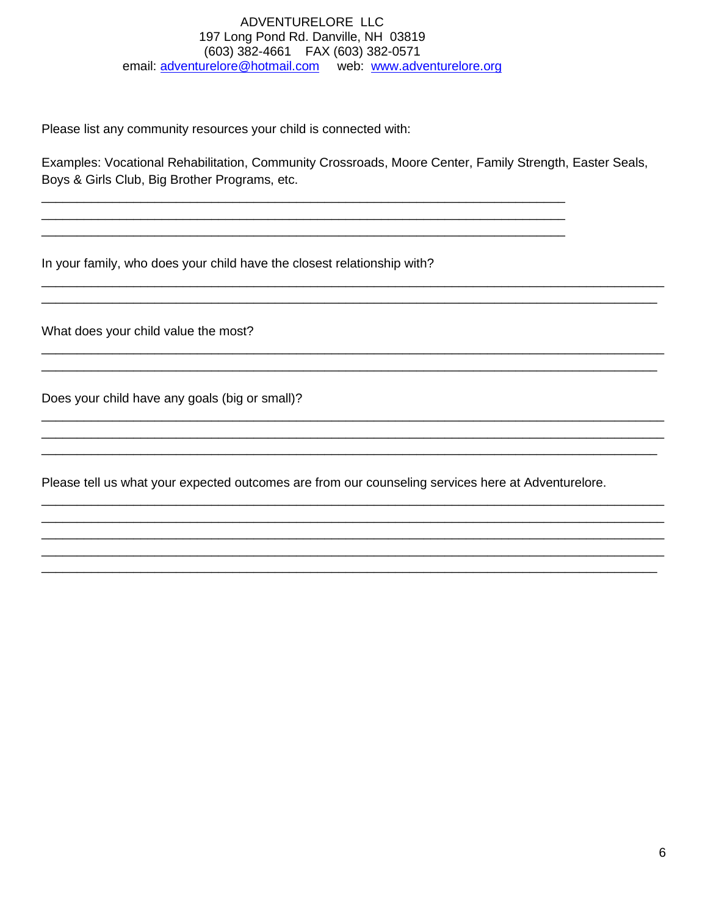ADVENTURELORE LLC
197 Long Pond Rd. Danville, NH 03819
(603) 382-4661 FAX (603) 382-0571
email: adventurelore@hotmail.com web: www.adventurelore.org

Please list any community resources your child is connected with:

Examples: Vocational Rehabilitation, Community Crossroads, Moore Center, Family Strength, Easter Seals, Boys & Girls Club, Big Brother Programs, etc.

_______________________________________________________________________________
_______________________________________________________________________________
_______________________________________________________________________________

In your family, who does your child have the closest relationship with?

_______________________________________________________________________________
_______________________________________________________________________________

What does your child value the most?

_______________________________________________________________________________
_______________________________________________________________________________

Does your child have any goals (big or small)?

_______________________________________________________________________________
_______________________________________________________________________________
_______________________________________________________________________________

Please tell us what your expected outcomes are from our counseling services here at Adventurelore.

_______________________________________________________________________________
_______________________________________________________________________________
_______________________________________________________________________________
_______________________________________________________________________________
_______________________________________________________________________________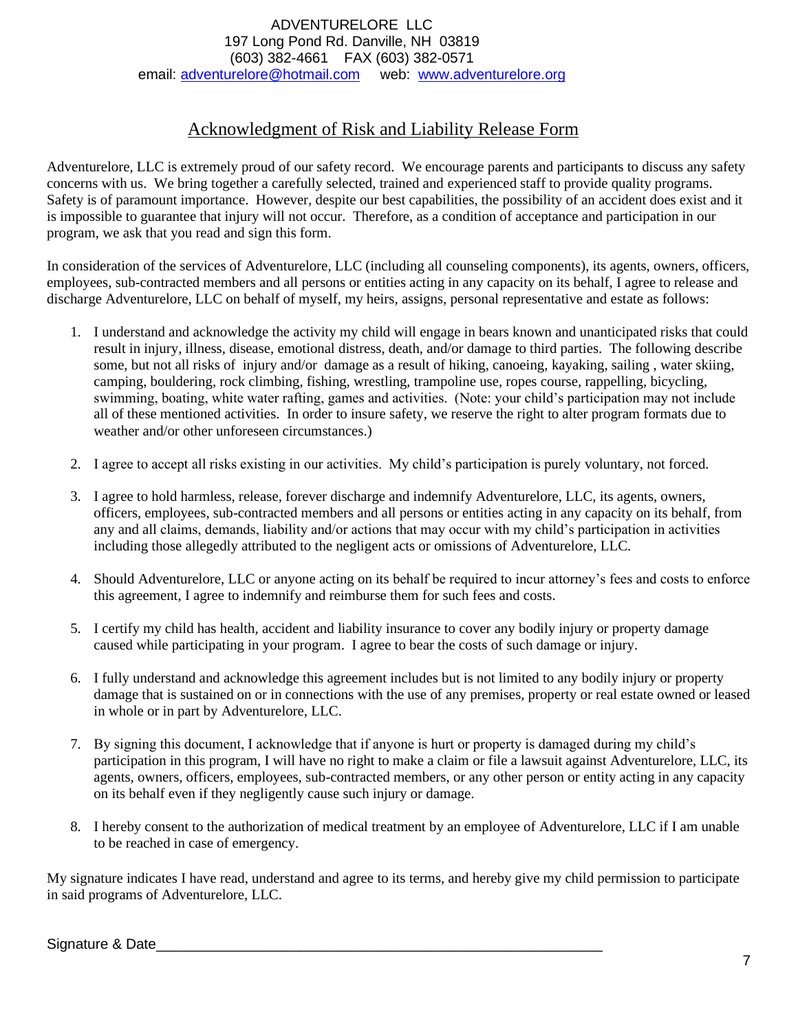ADVENTURELORE LLC
197 Long Pond Rd. Danville, NH 03819
(603) 382-4661 FAX (603) 382-0571
email: adventurelore@hotmail.com web: www.adventurelore.org

## Acknowledgment of Risk and Liability Release Form

Adventurelore, LLC is extremely proud of our safety record. We encourage parents and participants to discuss any safety concerns with us. We bring together a carefully selected, trained and experienced staff to provide quality programs. Safety is of paramount importance. However, despite our best capabilities, the possibility of an accident does exist and it is impossible to guarantee that injury will not occur. Therefore, as a condition of acceptance and participation in our program, we ask that you read and sign this form.

In consideration of the services of Adventurelore, LLC (including all counseling components), its agents, owners, officers, employees, sub-contracted members and all persons or entities acting in any capacity on its behalf, I agree to release and discharge Adventurelore, LLC on behalf of myself, my heirs, assigns, personal representative and estate as follows:

1. I understand and acknowledge the activity my child will engage in bears known and unanticipated risks that could result in injury, illness, disease, emotional distress, death, and/or damage to third parties. The following describe some, but not all risks of injury and/or damage as a result of hiking, canoeing, kayaking, sailing , water skiing, camping, bouldering, rock climbing, fishing, wrestling, trampoline use, ropes course, rappelling, bicycling, swimming, boating, white water rafting, games and activities. (Note: your child's participation may not include all of these mentioned activities. In order to insure safety, we reserve the right to alter program formats due to weather and/or other unforeseen circumstances.)

2. I agree to accept all risks existing in our activities. My child's participation is purely voluntary, not forced.

3. I agree to hold harmless, release, forever discharge and indemnify Adventurelore, LLC, its agents, owners, officers, employees, sub-contracted members and all persons or entities acting in any capacity on its behalf, from any and all claims, demands, liability and/or actions that may occur with my child's participation in activities including those allegedly attributed to the negligent acts or omissions of Adventurelore, LLC.

4. Should Adventurelore, LLC or anyone acting on its behalf be required to incur attorney's fees and costs to enforce this agreement, I agree to indemnify and reimburse them for such fees and costs.

5. I certify my child has health, accident and liability insurance to cover any bodily injury or property damage caused while participating in your program. I agree to bear the costs of such damage or injury.

6. I fully understand and acknowledge this agreement includes but is not limited to any bodily injury or property damage that is sustained on or in connections with the use of any premises, property or real estate owned or leased in whole or in part by Adventurelore, LLC.

7. By signing this document, I acknowledge that if anyone is hurt or property is damaged during my child's participation in this program, I will have no right to make a claim or file a lawsuit against Adventurelore, LLC, its agents, owners, officers, employees, sub-contracted members, or any other person or entity acting in any capacity on its behalf even if they negligently cause such injury or damage.

8. I hereby consent to the authorization of medical treatment by an employee of Adventurelore, LLC if I am unable to be reached in case of emergency.

My signature indicates I have read, understand and agree to its terms, and hereby give my child permission to participate in said programs of Adventurelore, LLC.

Signature & Date_______________________________________________________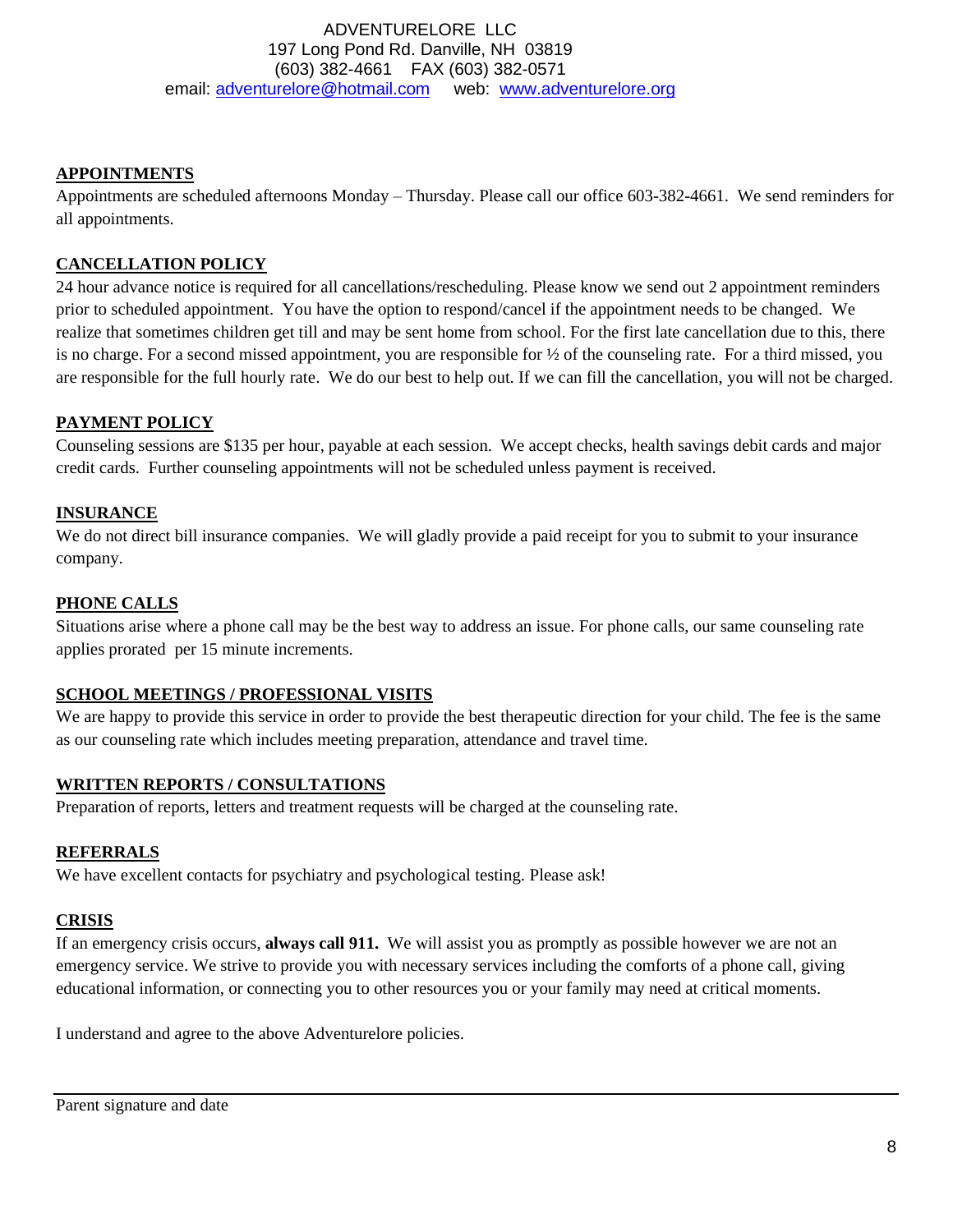ADVENTURELORE LLC
197 Long Pond Rd. Danville, NH 03819
(603) 382-4661 FAX (603) 382-0571
email: adventurelore@hotmail.com web: www.adventurelore.org

## APPOINTMENTS

Appointments are scheduled afternoons Monday – Thursday. Please call our office 603-382-4661. We send reminders for all appointments.

## CANCELLATION POLICY

24 hour advance notice is required for all cancellations/rescheduling. Please know we send out 2 appointment reminders prior to scheduled appointment. You have the option to respond/cancel if the appointment needs to be changed. We realize that sometimes children get till and may be sent home from school. For the first late cancellation due to this, there is no charge. For a second missed appointment, you are responsible for ½ of the counseling rate. For a third missed, you are responsible for the full hourly rate. We do our best to help out. If we can fill the cancellation, you will not be charged.

## PAYMENT POLICY

Counseling sessions are $135 per hour, payable at each session. We accept checks, health savings debit cards and major credit cards. Further counseling appointments will not be scheduled unless payment is received.

## INSURANCE

We do not direct bill insurance companies. We will gladly provide a paid receipt for you to submit to your insurance company.

## PHONE CALLS

Situations arise where a phone call may be the best way to address an issue. For phone calls, our same counseling rate applies prorated per 15 minute increments.

## SCHOOL MEETINGS / PROFESSIONAL VISITS

We are happy to provide this service in order to provide the best therapeutic direction for your child. The fee is the same as our counseling rate which includes meeting preparation, attendance and travel time.

## WRITTEN REPORTS / CONSULTATIONS

Preparation of reports, letters and treatment requests will be charged at the counseling rate.

## REFERRALS

We have excellent contacts for psychiatry and psychological testing. Please ask!

## CRISIS

If an emergency crisis occurs, **always call 911.** We will assist you as promptly as possible however we are not an emergency service. We strive to provide you with necessary services including the comforts of a phone call, giving educational information, or connecting you to other resources you or your family may need at critical moments.

I understand and agree to the above Adventurelore policies.

_______________________________________________

Parent signature and date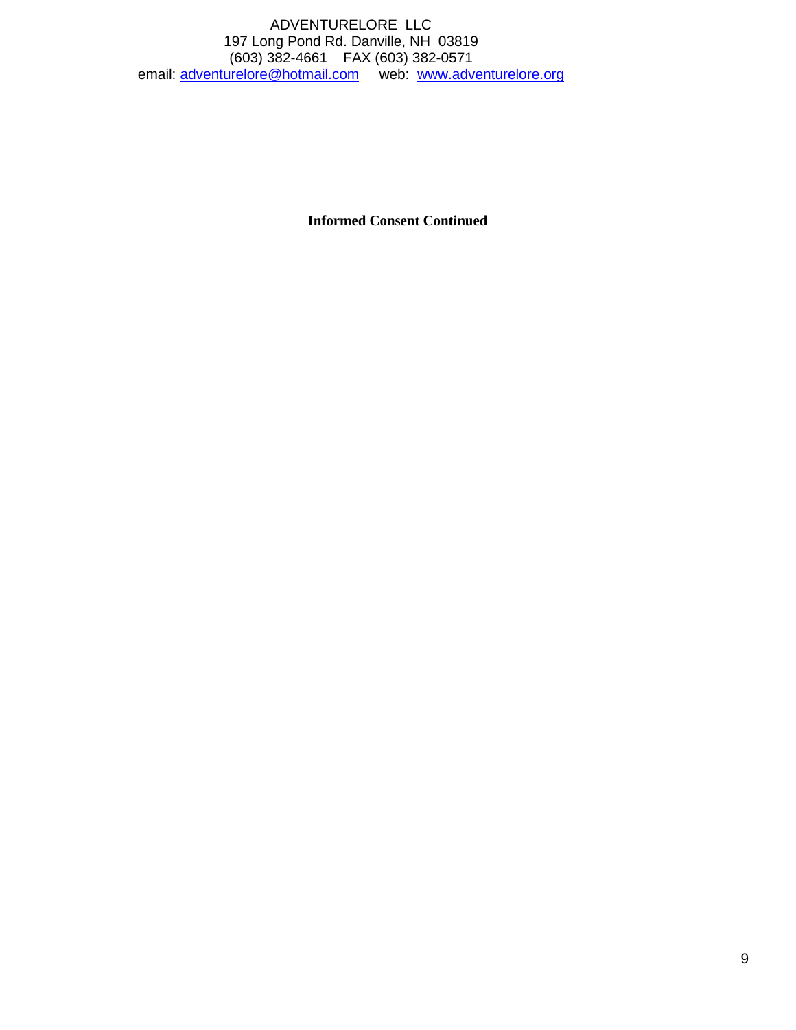ADVENTURELORE LLC
197 Long Pond Rd. Danville, NH 03819
(603) 382-4661 FAX (603) 382-0571
email: adventurelore@hotmail.com web: www.adventurelore.org

**Informed Consent Continued**